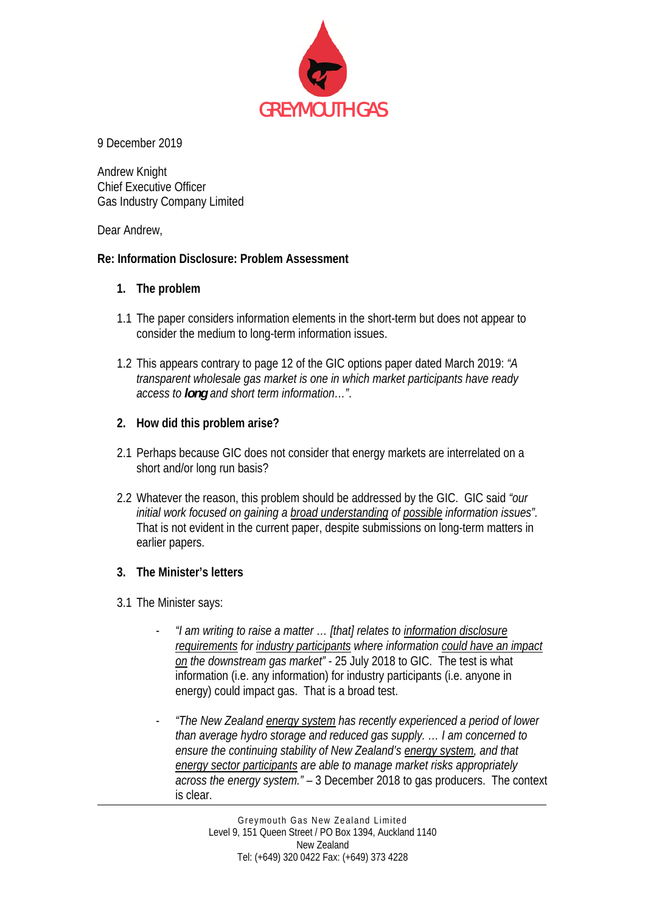GREYMOUTH GAS

9 December 2019

Andrew Knight
Chief Executive Officer
Gas Industry Company Limited

Dear Andrew,

**Re: Information Disclosure: Problem Assessment**

**1. The problem**

1.1 The paper considers information elements in the short-term but does not appear to consider the medium to long-term information issues.

1.2 This appears contrary to page 12 of the GIC options paper dated March 2019: *"A transparent wholesale gas market is one in which market participants have ready access to **long** and short term information…"*.

**2. How did this problem arise?**

2.1 Perhaps because GIC does not consider that energy markets are interrelated on a short and/or long run basis?

2.2 Whatever the reason, this problem should be addressed by the GIC. GIC said *"our initial work focused on gaining a <u>broad understanding</u> of <u>possible</u> information issues".* That is not evident in the current paper, despite submissions on long-term matters in earlier papers.

**3. The Minister's letters**

3.1 The Minister says:

- *"I am writing to raise a matter … [that] relates to <u>information disclosure requirements</u> for <u>industry participants</u> where information <u>could have an impact on</u> the downstream gas market"* - 25 July 2018 to GIC. The test is what information (i.e. any information) for industry participants (i.e. anyone in energy) could impact gas. That is a broad test.

- *"The New Zealand <u>energy system</u> has recently experienced a period of lower than average hydro storage and reduced gas supply. … I am concerned to ensure the continuing stability of New Zealand's <u>energy system</u>, and that <u>energy sector participants</u> are able to manage market risks appropriately across the energy system."* – 3 December 2018 to gas producers. The context is clear.

Greymouth Gas New Zealand Limited
Level 9, 151 Queen Street / PO Box 1394, Auckland 1140
New Zealand
Tel: (+649) 320 0422 Fax: (+649) 373 4228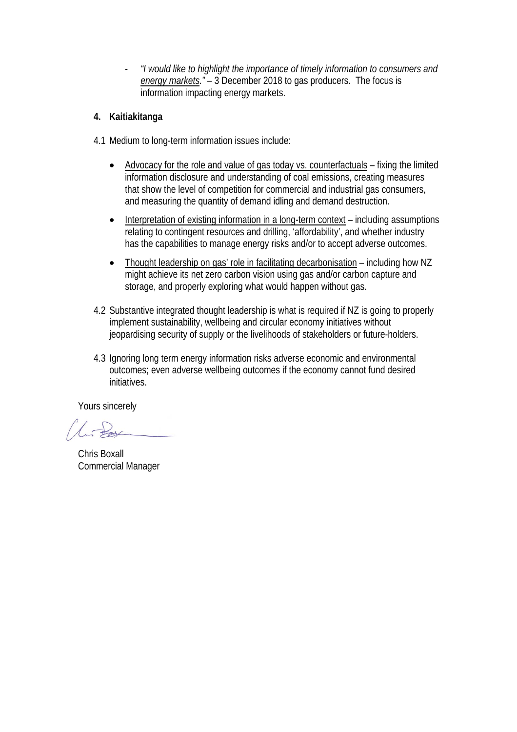- *"I would like to highlight the importance of timely information to consumers and energy markets."* – 3 December 2018 to gas producers. The focus is information impacting energy markets.

**4. Kaitiakitanga**

4.1 Medium to long-term information issues include:

- Advocacy for the role and value of gas today vs. counterfactuals – fixing the limited information disclosure and understanding of coal emissions, creating measures that show the level of competition for commercial and industrial gas consumers, and measuring the quantity of demand idling and demand destruction.
- Interpretation of existing information in a long-term context – including assumptions relating to contingent resources and drilling, 'affordability', and whether industry has the capabilities to manage energy risks and/or to accept adverse outcomes.
- Thought leadership on gas' role in facilitating decarbonisation – including how NZ might achieve its net zero carbon vision using gas and/or carbon capture and storage, and properly exploring what would happen without gas.

4.2 Substantive integrated thought leadership is what is required if NZ is going to properly implement sustainability, wellbeing and circular economy initiatives without jeopardising security of supply or the livelihoods of stakeholders or future-holders.

4.3 Ignoring long term energy information risks adverse economic and environmental outcomes; even adverse wellbeing outcomes if the economy cannot fund desired initiatives.

Yours sincerely

Chris Boxall
Commercial Manager